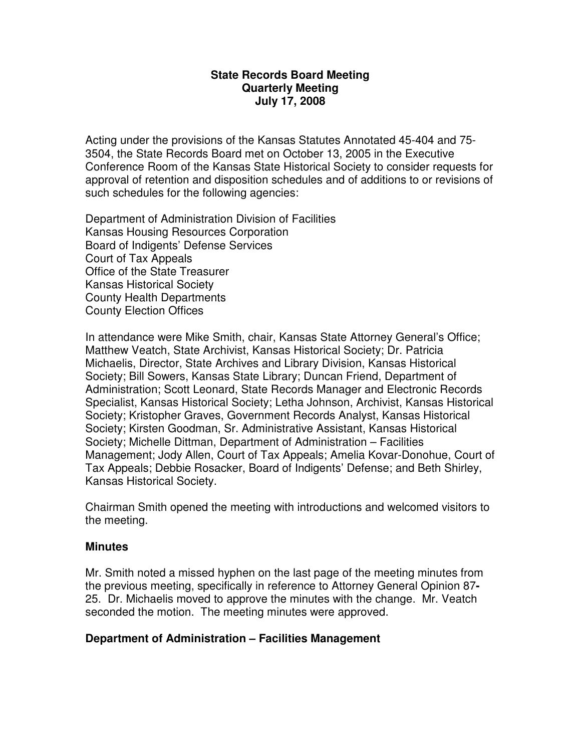**State Records Board Meeting**
**Quarterly Meeting**
**July 17, 2008**

Acting under the provisions of the Kansas Statutes Annotated 45-404 and 75-3504, the State Records Board met on October 13, 2005 in the Executive Conference Room of the Kansas State Historical Society to consider requests for approval of retention and disposition schedules and of additions to or revisions of such schedules for the following agencies:

Department of Administration Division of Facilities
Kansas Housing Resources Corporation
Board of Indigents' Defense Services
Court of Tax Appeals
Office of the State Treasurer
Kansas Historical Society
County Health Departments
County Election Offices

In attendance were Mike Smith, chair, Kansas State Attorney General's Office; Matthew Veatch, State Archivist, Kansas Historical Society; Dr. Patricia Michaelis, Director, State Archives and Library Division, Kansas Historical Society; Bill Sowers, Kansas State Library; Duncan Friend, Department of Administration; Scott Leonard, State Records Manager and Electronic Records Specialist, Kansas Historical Society; Letha Johnson, Archivist, Kansas Historical Society; Kristopher Graves, Government Records Analyst, Kansas Historical Society; Kirsten Goodman, Sr. Administrative Assistant, Kansas Historical Society; Michelle Dittman, Department of Administration – Facilities Management; Jody Allen, Court of Tax Appeals; Amelia Kovar-Donohue, Court of Tax Appeals; Debbie Rosacker, Board of Indigents' Defense; and Beth Shirley, Kansas Historical Society.

Chairman Smith opened the meeting with introductions and welcomed visitors to the meeting.

### Minutes

Mr. Smith noted a missed hyphen on the last page of the meeting minutes from the previous meeting, specifically in reference to Attorney General Opinion 87**-**25. Dr. Michaelis moved to approve the minutes with the change. Mr. Veatch seconded the motion. The meeting minutes were approved.

### Department of Administration – Facilities Management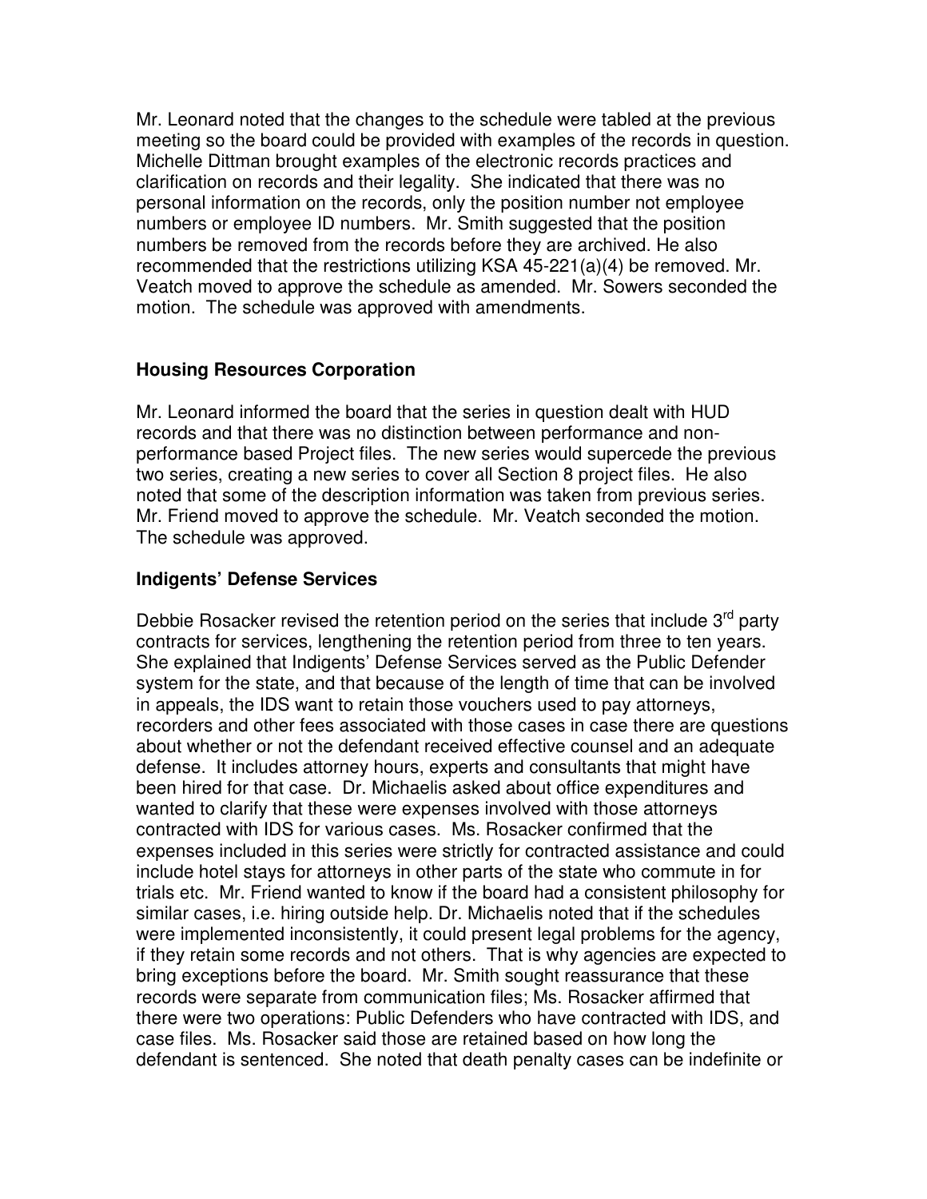Mr. Leonard noted that the changes to the schedule were tabled at the previous meeting so the board could be provided with examples of the records in question. Michelle Dittman brought examples of the electronic records practices and clarification on records and their legality. She indicated that there was no personal information on the records, only the position number not employee numbers or employee ID numbers. Mr. Smith suggested that the position numbers be removed from the records before they are archived. He also recommended that the restrictions utilizing KSA 45-221(a)(4) be removed. Mr. Veatch moved to approve the schedule as amended. Mr. Sowers seconded the motion. The schedule was approved with amendments.

**Housing Resources Corporation**

Mr. Leonard informed the board that the series in question dealt with HUD records and that there was no distinction between performance and non-performance based Project files. The new series would supercede the previous two series, creating a new series to cover all Section 8 project files. He also noted that some of the description information was taken from previous series. Mr. Friend moved to approve the schedule. Mr. Veatch seconded the motion. The schedule was approved.

**Indigents' Defense Services**

Debbie Rosacker revised the retention period on the series that include 3rd party contracts for services, lengthening the retention period from three to ten years. She explained that Indigents' Defense Services served as the Public Defender system for the state, and that because of the length of time that can be involved in appeals, the IDS want to retain those vouchers used to pay attorneys, recorders and other fees associated with those cases in case there are questions about whether or not the defendant received effective counsel and an adequate defense. It includes attorney hours, experts and consultants that might have been hired for that case. Dr. Michaelis asked about office expenditures and wanted to clarify that these were expenses involved with those attorneys contracted with IDS for various cases. Ms. Rosacker confirmed that the expenses included in this series were strictly for contracted assistance and could include hotel stays for attorneys in other parts of the state who commute in for trials etc. Mr. Friend wanted to know if the board had a consistent philosophy for similar cases, i.e. hiring outside help. Dr. Michaelis noted that if the schedules were implemented inconsistently, it could present legal problems for the agency, if they retain some records and not others. That is why agencies are expected to bring exceptions before the board. Mr. Smith sought reassurance that these records were separate from communication files; Ms. Rosacker affirmed that there were two operations: Public Defenders who have contracted with IDS, and case files. Ms. Rosacker said those are retained based on how long the defendant is sentenced. She noted that death penalty cases can be indefinite or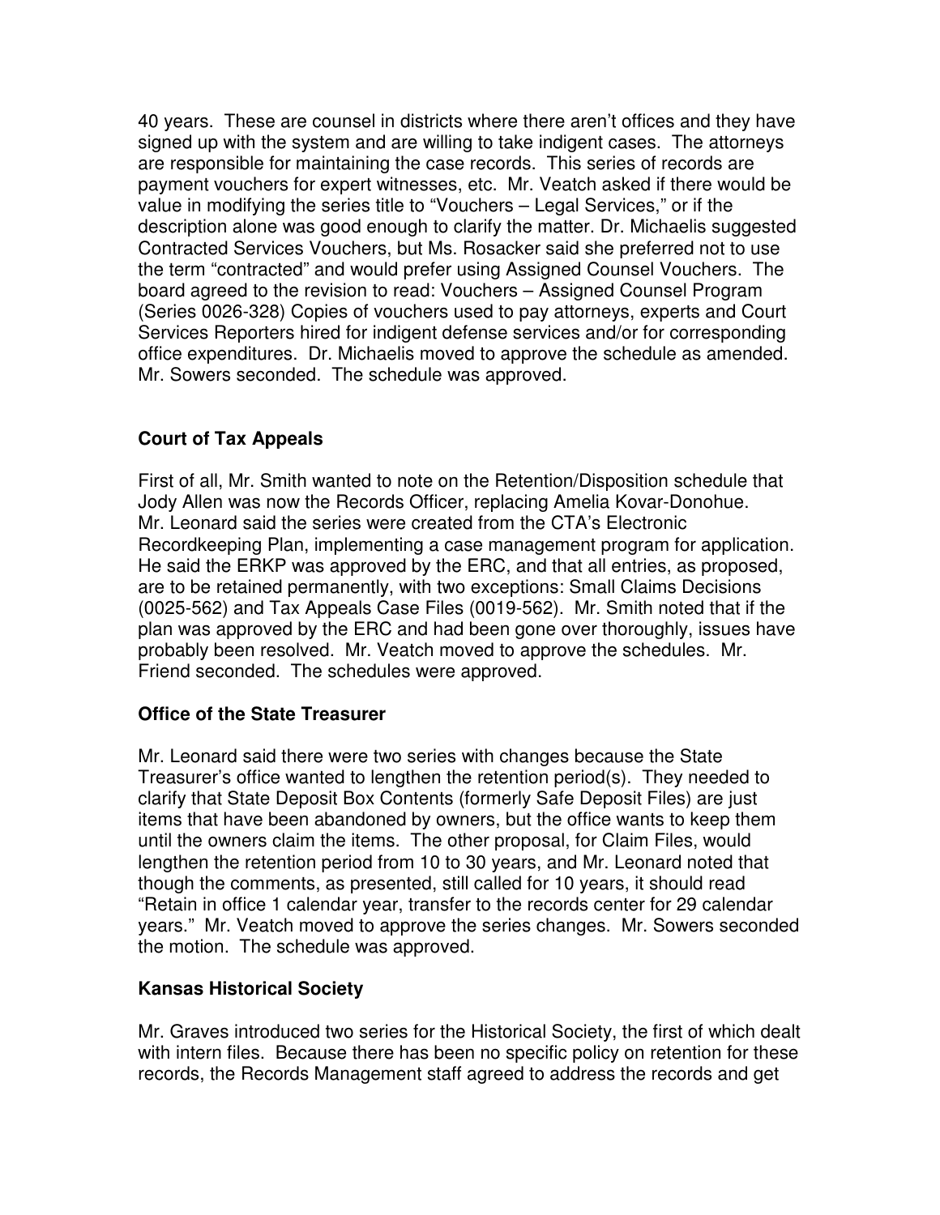40 years. These are counsel in districts where there aren't offices and they have signed up with the system and are willing to take indigent cases. The attorneys are responsible for maintaining the case records. This series of records are payment vouchers for expert witnesses, etc. Mr. Veatch asked if there would be value in modifying the series title to "Vouchers – Legal Services," or if the description alone was good enough to clarify the matter. Dr. Michaelis suggested Contracted Services Vouchers, but Ms. Rosacker said she preferred not to use the term "contracted" and would prefer using Assigned Counsel Vouchers. The board agreed to the revision to read: Vouchers – Assigned Counsel Program (Series 0026-328) Copies of vouchers used to pay attorneys, experts and Court Services Reporters hired for indigent defense services and/or for corresponding office expenditures. Dr. Michaelis moved to approve the schedule as amended. Mr. Sowers seconded. The schedule was approved.

## Court of Tax Appeals

First of all, Mr. Smith wanted to note on the Retention/Disposition schedule that Jody Allen was now the Records Officer, replacing Amelia Kovar-Donohue. Mr. Leonard said the series were created from the CTA's Electronic Recordkeeping Plan, implementing a case management program for application. He said the ERKP was approved by the ERC, and that all entries, as proposed, are to be retained permanently, with two exceptions: Small Claims Decisions (0025-562) and Tax Appeals Case Files (0019-562). Mr. Smith noted that if the plan was approved by the ERC and had been gone over thoroughly, issues have probably been resolved. Mr. Veatch moved to approve the schedules. Mr. Friend seconded. The schedules were approved.

## Office of the State Treasurer

Mr. Leonard said there were two series with changes because the State Treasurer's office wanted to lengthen the retention period(s). They needed to clarify that State Deposit Box Contents (formerly Safe Deposit Files) are just items that have been abandoned by owners, but the office wants to keep them until the owners claim the items. The other proposal, for Claim Files, would lengthen the retention period from 10 to 30 years, and Mr. Leonard noted that though the comments, as presented, still called for 10 years, it should read "Retain in office 1 calendar year, transfer to the records center for 29 calendar years." Mr. Veatch moved to approve the series changes. Mr. Sowers seconded the motion. The schedule was approved.

## Kansas Historical Society

Mr. Graves introduced two series for the Historical Society, the first of which dealt with intern files. Because there has been no specific policy on retention for these records, the Records Management staff agreed to address the records and get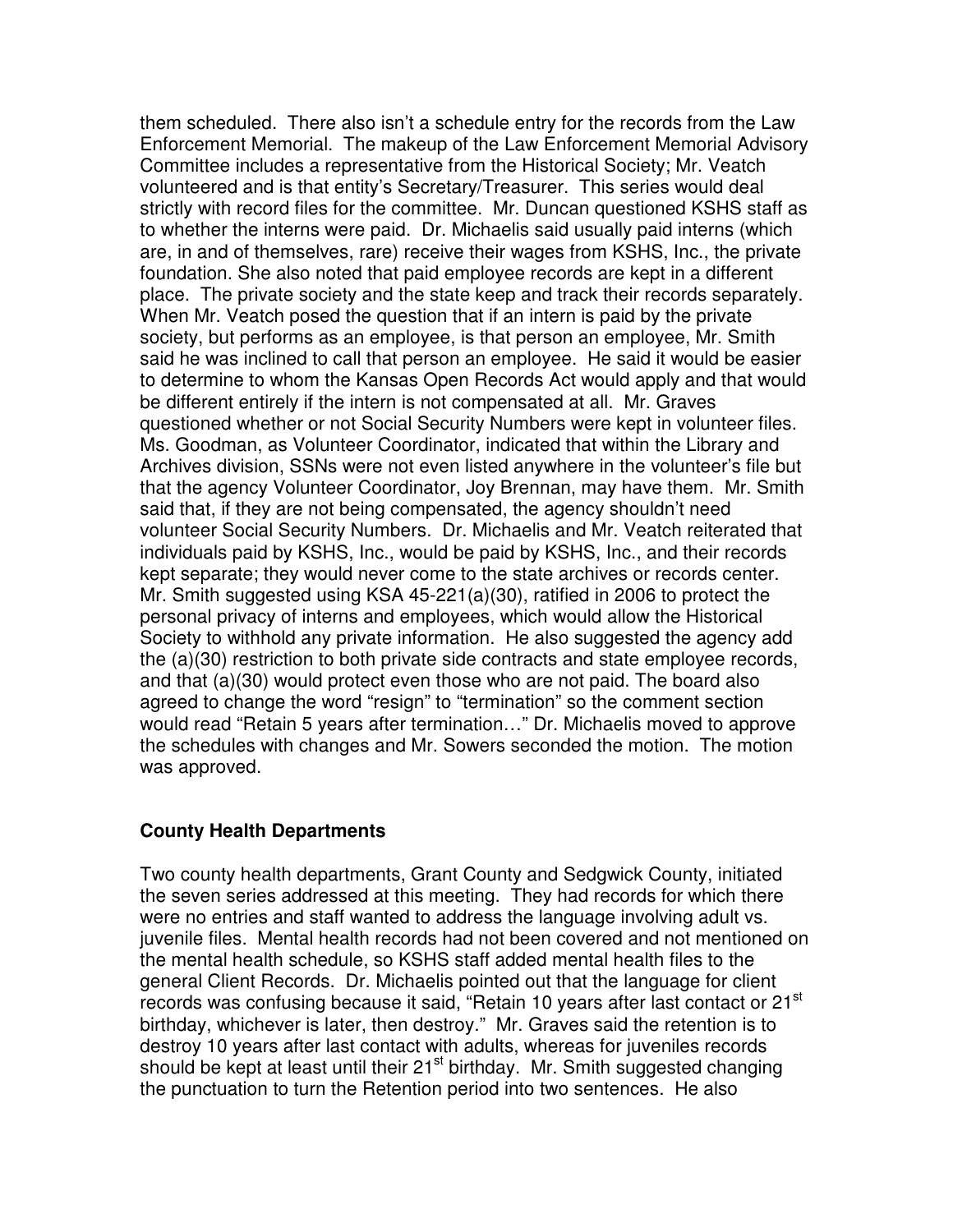them scheduled. There also isn't a schedule entry for the records from the Law Enforcement Memorial. The makeup of the Law Enforcement Memorial Advisory Committee includes a representative from the Historical Society; Mr. Veatch volunteered and is that entity's Secretary/Treasurer. This series would deal strictly with record files for the committee. Mr. Duncan questioned KSHS staff as to whether the interns were paid. Dr. Michaelis said usually paid interns (which are, in and of themselves, rare) receive their wages from KSHS, Inc., the private foundation. She also noted that paid employee records are kept in a different place. The private society and the state keep and track their records separately. When Mr. Veatch posed the question that if an intern is paid by the private society, but performs as an employee, is that person an employee, Mr. Smith said he was inclined to call that person an employee. He said it would be easier to determine to whom the Kansas Open Records Act would apply and that would be different entirely if the intern is not compensated at all. Mr. Graves questioned whether or not Social Security Numbers were kept in volunteer files. Ms. Goodman, as Volunteer Coordinator, indicated that within the Library and Archives division, SSNs were not even listed anywhere in the volunteer's file but that the agency Volunteer Coordinator, Joy Brennan, may have them. Mr. Smith said that, if they are not being compensated, the agency shouldn't need volunteer Social Security Numbers. Dr. Michaelis and Mr. Veatch reiterated that individuals paid by KSHS, Inc., would be paid by KSHS, Inc., and their records kept separate; they would never come to the state archives or records center. Mr. Smith suggested using KSA 45-221(a)(30), ratified in 2006 to protect the personal privacy of interns and employees, which would allow the Historical Society to withhold any private information. He also suggested the agency add the (a)(30) restriction to both private side contracts and state employee records, and that (a)(30) would protect even those who are not paid. The board also agreed to change the word "resign" to "termination" so the comment section would read "Retain 5 years after termination…" Dr. Michaelis moved to approve the schedules with changes and Mr. Sowers seconded the motion. The motion was approved.

**County Health Departments**

Two county health departments, Grant County and Sedgwick County, initiated the seven series addressed at this meeting. They had records for which there were no entries and staff wanted to address the language involving adult vs. juvenile files. Mental health records had not been covered and not mentioned on the mental health schedule, so KSHS staff added mental health files to the general Client Records. Dr. Michaelis pointed out that the language for client records was confusing because it said, "Retain 10 years after last contact or 21st birthday, whichever is later, then destroy." Mr. Graves said the retention is to destroy 10 years after last contact with adults, whereas for juveniles records should be kept at least until their 21st birthday. Mr. Smith suggested changing the punctuation to turn the Retention period into two sentences. He also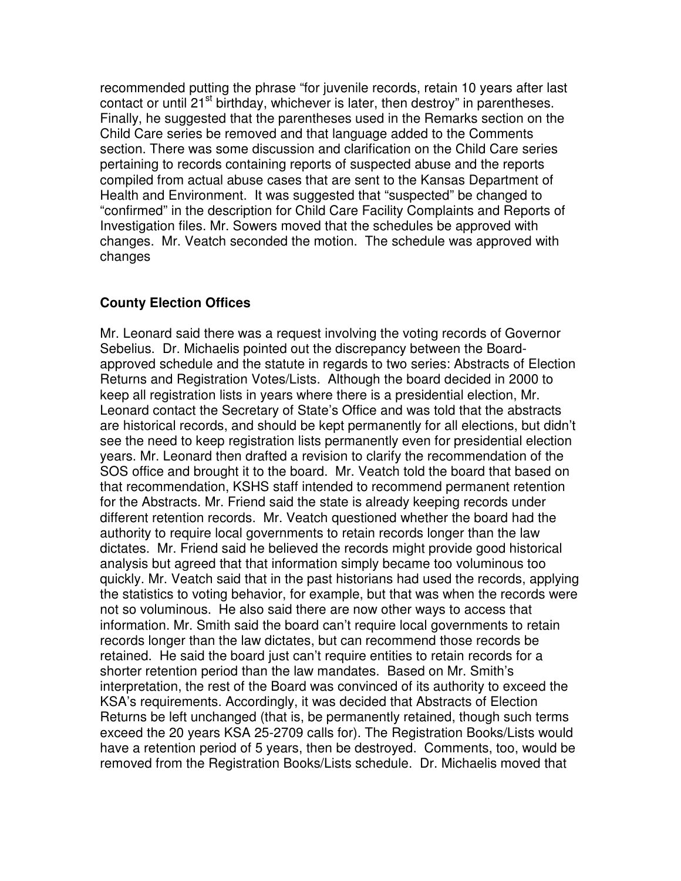recommended putting the phrase "for juvenile records, retain 10 years after last contact or until 21st birthday, whichever is later, then destroy" in parentheses. Finally, he suggested that the parentheses used in the Remarks section on the Child Care series be removed and that language added to the Comments section. There was some discussion and clarification on the Child Care series pertaining to records containing reports of suspected abuse and the reports compiled from actual abuse cases that are sent to the Kansas Department of Health and Environment. It was suggested that "suspected" be changed to "confirmed" in the description for Child Care Facility Complaints and Reports of Investigation files. Mr. Sowers moved that the schedules be approved with changes. Mr. Veatch seconded the motion. The schedule was approved with changes

## County Election Offices

Mr. Leonard said there was a request involving the voting records of Governor Sebelius. Dr. Michaelis pointed out the discrepancy between the Board-approved schedule and the statute in regards to two series: Abstracts of Election Returns and Registration Votes/Lists. Although the board decided in 2000 to keep all registration lists in years where there is a presidential election, Mr. Leonard contact the Secretary of State's Office and was told that the abstracts are historical records, and should be kept permanently for all elections, but didn't see the need to keep registration lists permanently even for presidential election years. Mr. Leonard then drafted a revision to clarify the recommendation of the SOS office and brought it to the board. Mr. Veatch told the board that based on that recommendation, KSHS staff intended to recommend permanent retention for the Abstracts. Mr. Friend said the state is already keeping records under different retention records. Mr. Veatch questioned whether the board had the authority to require local governments to retain records longer than the law dictates. Mr. Friend said he believed the records might provide good historical analysis but agreed that that information simply became too voluminous too quickly. Mr. Veatch said that in the past historians had used the records, applying the statistics to voting behavior, for example, but that was when the records were not so voluminous. He also said there are now other ways to access that information. Mr. Smith said the board can't require local governments to retain records longer than the law dictates, but can recommend those records be retained. He said the board just can't require entities to retain records for a shorter retention period than the law mandates. Based on Mr. Smith's interpretation, the rest of the Board was convinced of its authority to exceed the KSA's requirements. Accordingly, it was decided that Abstracts of Election Returns be left unchanged (that is, be permanently retained, though such terms exceed the 20 years KSA 25-2709 calls for). The Registration Books/Lists would have a retention period of 5 years, then be destroyed. Comments, too, would be removed from the Registration Books/Lists schedule. Dr. Michaelis moved that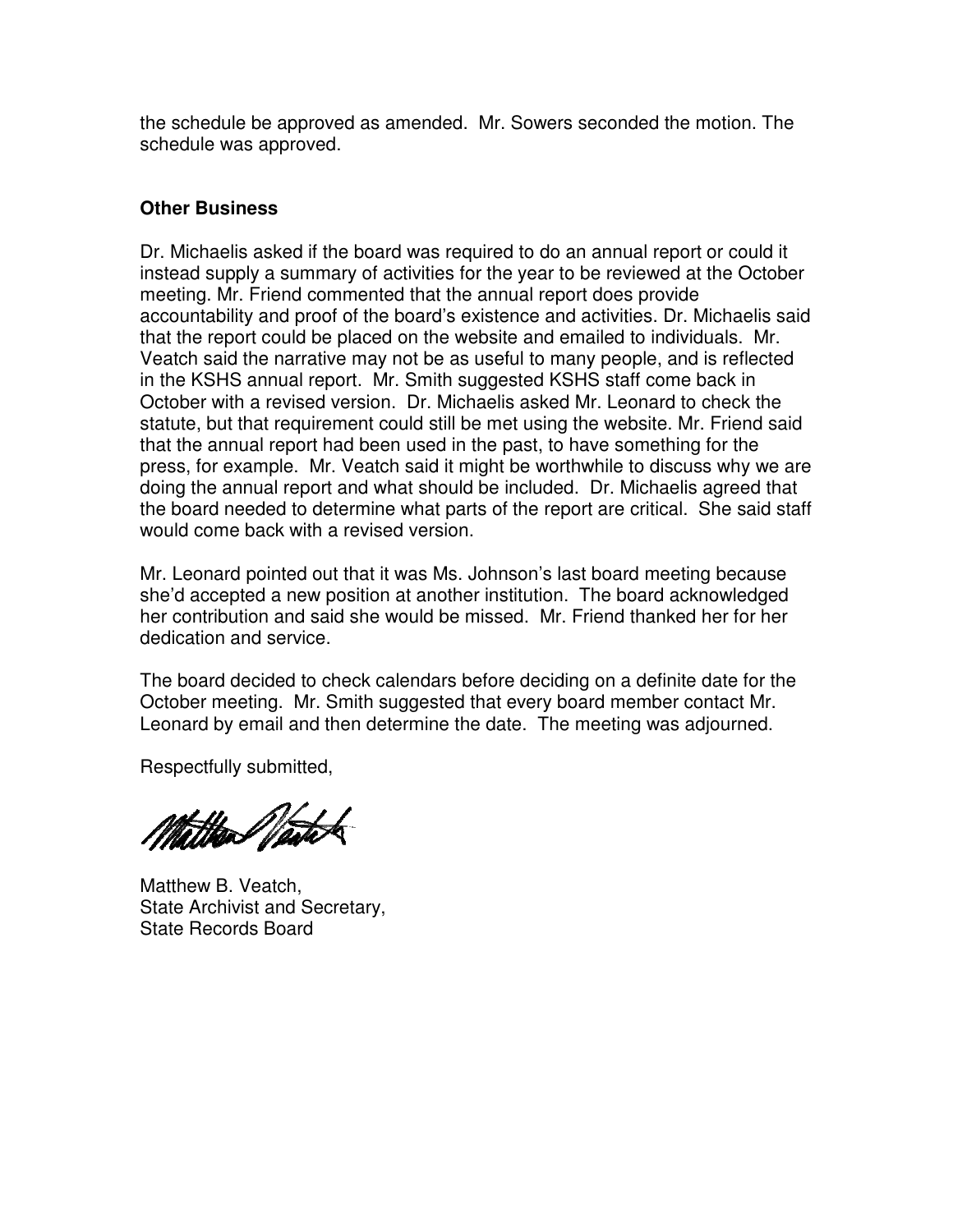the schedule be approved as amended. Mr. Sowers seconded the motion. The schedule was approved.

**Other Business**

Dr. Michaelis asked if the board was required to do an annual report or could it instead supply a summary of activities for the year to be reviewed at the October meeting. Mr. Friend commented that the annual report does provide accountability and proof of the board's existence and activities. Dr. Michaelis said that the report could be placed on the website and emailed to individuals. Mr. Veatch said the narrative may not be as useful to many people, and is reflected in the KSHS annual report. Mr. Smith suggested KSHS staff come back in October with a revised version. Dr. Michaelis asked Mr. Leonard to check the statute, but that requirement could still be met using the website. Mr. Friend said that the annual report had been used in the past, to have something for the press, for example. Mr. Veatch said it might be worthwhile to discuss why we are doing the annual report and what should be included. Dr. Michaelis agreed that the board needed to determine what parts of the report are critical. She said staff would come back with a revised version.

Mr. Leonard pointed out that it was Ms. Johnson's last board meeting because she'd accepted a new position at another institution. The board acknowledged her contribution and said she would be missed. Mr. Friend thanked her for her dedication and service.

The board decided to check calendars before deciding on a definite date for the October meeting. Mr. Smith suggested that every board member contact Mr. Leonard by email and then determine the date. The meeting was adjourned.

Respectfully submitted,

Matthew B. Veatch,
State Archivist and Secretary,
State Records Board